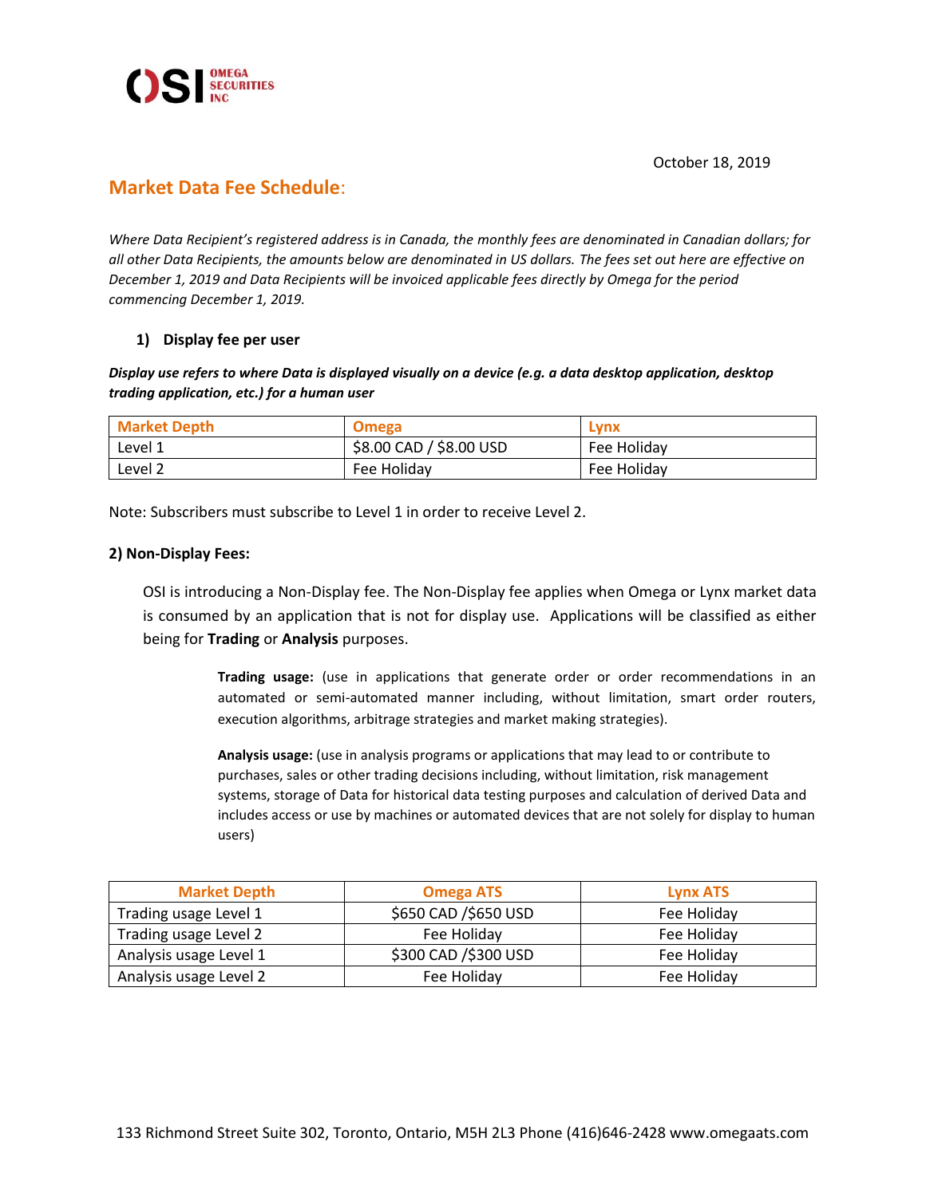OSI OMEGA SECURITIES INC

October 18, 2019

## Market Data Fee Schedule:

*Where Data Recipient's registered address is in Canada, the monthly fees are denominated in Canadian dollars; for all other Data Recipients, the amounts below are denominated in US dollars. The fees set out here are effective on December 1, 2019 and Data Recipients will be invoiced applicable fees directly by Omega for the period commencing December 1, 2019.*

### 1) Display fee per user

***Display use refers to where Data is displayed visually on a device (e.g. a data desktop application, desktop trading application, etc.) for a human user***

| Market Depth | Omega | Lynx |
|---|---|---|
| Level 1 | $8.00 CAD / $8.00 USD | Fee Holiday |
| Level 2 | Fee Holiday | Fee Holiday |

Note: Subscribers must subscribe to Level 1 in order to receive Level 2.

### 2) Non-Display Fees:

OSI is introducing a Non-Display fee. The Non-Display fee applies when Omega or Lynx market data is consumed by an application that is not for display use. Applications will be classified as either being for **Trading** or **Analysis** purposes.

> **Trading usage:** (use in applications that generate order or order recommendations in an automated or semi-automated manner including, without limitation, smart order routers, execution algorithms, arbitrage strategies and market making strategies).

> **Analysis usage:** (use in analysis programs or applications that may lead to or contribute to purchases, sales or other trading decisions including, without limitation, risk management systems, storage of Data for historical data testing purposes and calculation of derived Data and includes access or use by machines or automated devices that are not solely for display to human users)

| Market Depth | Omega ATS | Lynx ATS |
|---|---|---|
| Trading usage Level 1 | $650 CAD /$650 USD | Fee Holiday |
| Trading usage Level 2 | Fee Holiday | Fee Holiday |
| Analysis usage Level 1 | $300 CAD /$300 USD | Fee Holiday |
| Analysis usage Level 2 | Fee Holiday | Fee Holiday |

133 Richmond Street Suite 302, Toronto, Ontario, M5H 2L3 Phone (416)646-2428 www.omegaats.com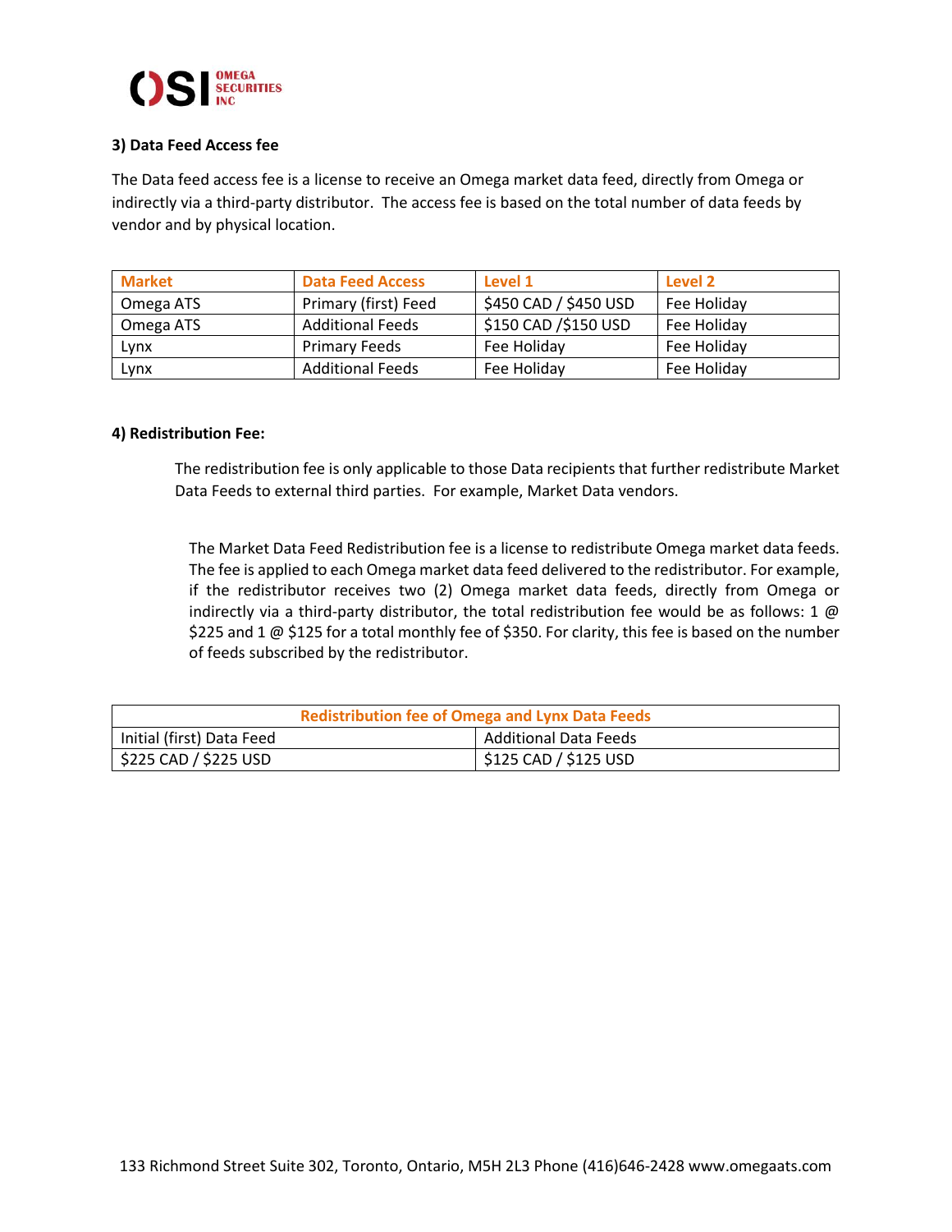### 3) Data Feed Access fee

The Data feed access fee is a license to receive an Omega market data feed, directly from Omega or indirectly via a third-party distributor. The access fee is based on the total number of data feeds by vendor and by physical location.

| Market | Data Feed Access | Level 1 | Level 2 |
|---|---|---|---|
| Omega ATS | Primary (first) Feed | $450 CAD / $450 USD | Fee Holiday |
| Omega ATS | Additional Feeds | $150 CAD /$150 USD | Fee Holiday |
| Lynx | Primary Feeds | Fee Holiday | Fee Holiday |
| Lynx | Additional Feeds | Fee Holiday | Fee Holiday |

### 4) Redistribution Fee:

The redistribution fee is only applicable to those Data recipients that further redistribute Market Data Feeds to external third parties. For example, Market Data vendors.

The Market Data Feed Redistribution fee is a license to redistribute Omega market data feeds. The fee is applied to each Omega market data feed delivered to the redistributor. For example, if the redistributor receives two (2) Omega market data feeds, directly from Omega or indirectly via a third-party distributor, the total redistribution fee would be as follows: 1 @ $225 and 1 @ $125 for a total monthly fee of $350. For clarity, this fee is based on the number of feeds subscribed by the redistributor.

| Redistribution fee of Omega and Lynx Data Feeds | |
|---|---|
| Initial (first) Data Feed | Additional Data Feeds |
| $225 CAD / $225 USD | $125 CAD / $125 USD |

133 Richmond Street Suite 302, Toronto, Ontario, M5H 2L3 Phone (416)646-2428 www.omegaats.com